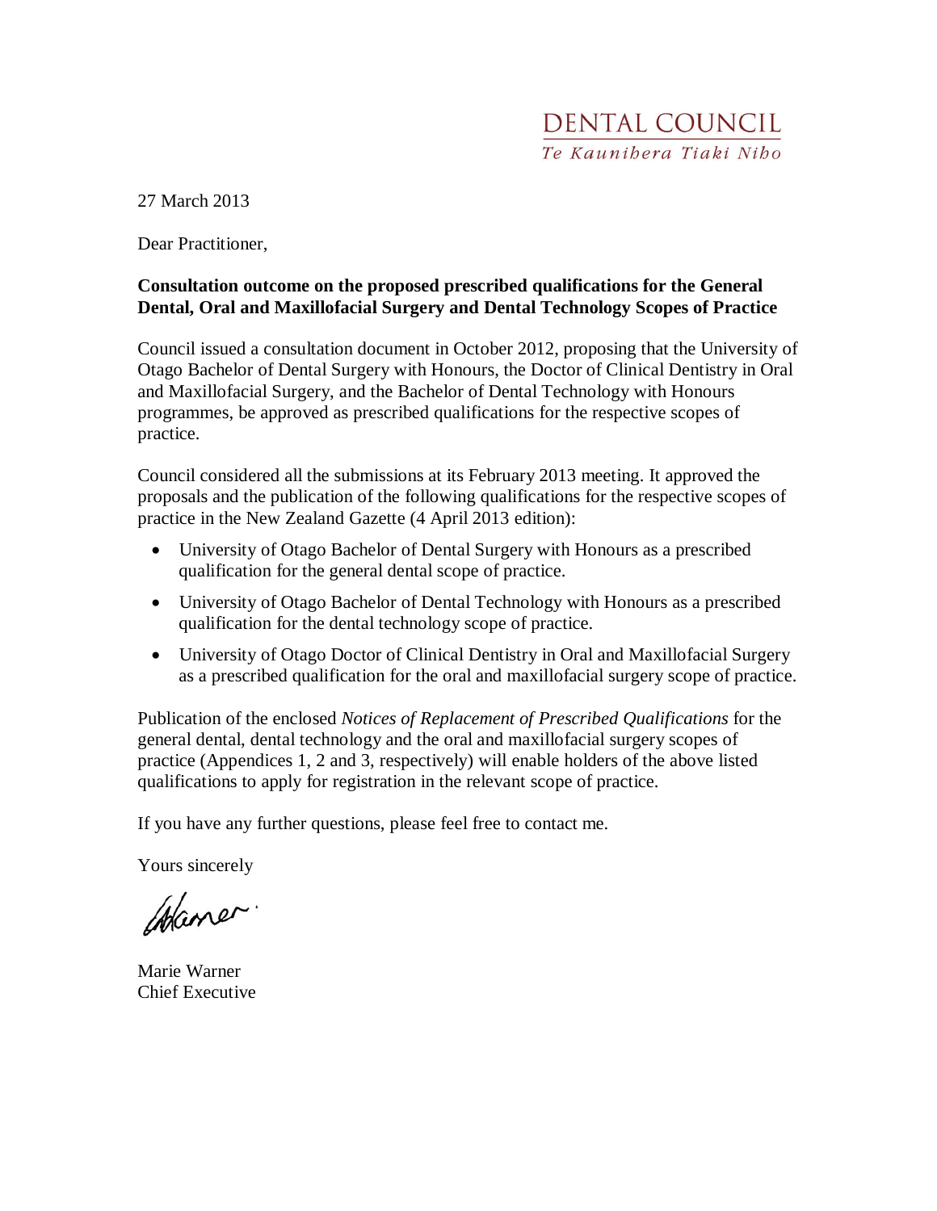DENTAL COUNCIL

*Te Kaunihera Tiaki Niho*

27 March 2013

Dear Practitioner,

**Consultation outcome on the proposed prescribed qualifications for the General Dental, Oral and Maxillofacial Surgery and Dental Technology Scopes of Practice**

Council issued a consultation document in October 2012, proposing that the University of Otago Bachelor of Dental Surgery with Honours, the Doctor of Clinical Dentistry in Oral and Maxillofacial Surgery, and the Bachelor of Dental Technology with Honours programmes, be approved as prescribed qualifications for the respective scopes of practice.

Council considered all the submissions at its February 2013 meeting. It approved the proposals and the publication of the following qualifications for the respective scopes of practice in the New Zealand Gazette (4 April 2013 edition):

- University of Otago Bachelor of Dental Surgery with Honours as a prescribed qualification for the general dental scope of practice.
- University of Otago Bachelor of Dental Technology with Honours as a prescribed qualification for the dental technology scope of practice.
- University of Otago Doctor of Clinical Dentistry in Oral and Maxillofacial Surgery as a prescribed qualification for the oral and maxillofacial surgery scope of practice.

Publication of the enclosed *Notices of Replacement of Prescribed Qualifications* for the general dental, dental technology and the oral and maxillofacial surgery scopes of practice (Appendices 1, 2 and 3, respectively) will enable holders of the above listed qualifications to apply for registration in the relevant scope of practice.

If you have any further questions, please feel free to contact me.

Yours sincerely

Marie Warner
Chief Executive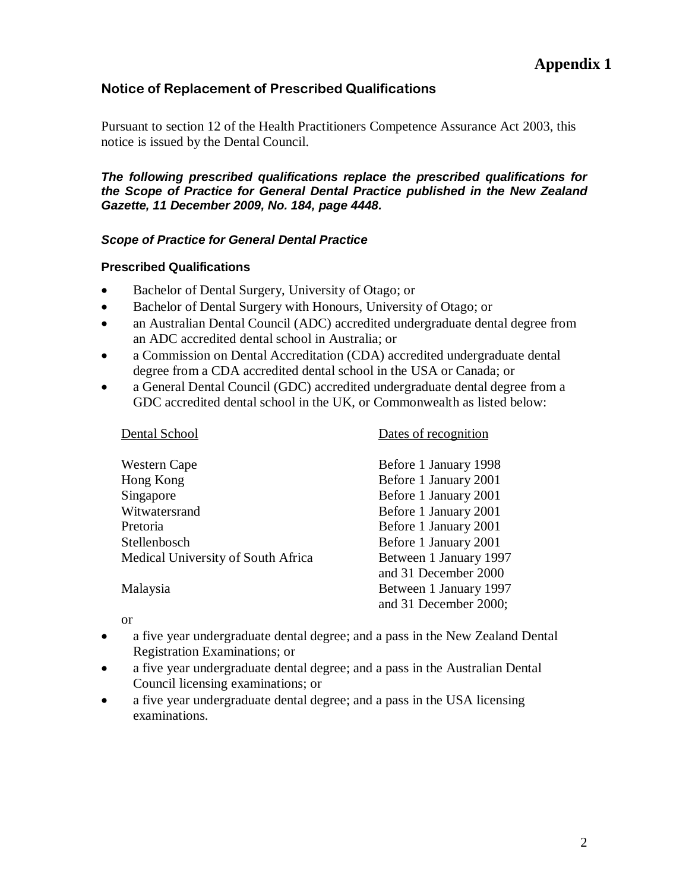# Appendix 1

## Notice of Replacement of Prescribed Qualifications

Pursuant to section 12 of the Health Practitioners Competence Assurance Act 2003, this notice is issued by the Dental Council.

***The following prescribed qualifications replace the prescribed qualifications for the Scope of Practice for General Dental Practice published in the New Zealand Gazette, 11 December 2009, No. 184, page 4448.***

***Scope of Practice for General Dental Practice***

**Prescribed Qualifications**

- Bachelor of Dental Surgery, University of Otago; or
- Bachelor of Dental Surgery with Honours, University of Otago; or
- an Australian Dental Council (ADC) accredited undergraduate dental degree from an ADC accredited dental school in Australia; or
- a Commission on Dental Accreditation (CDA) accredited undergraduate dental degree from a CDA accredited dental school in the USA or Canada; or
- a General Dental Council (GDC) accredited undergraduate dental degree from a GDC accredited dental school in the UK, or Commonwealth as listed below:

| Dental School | Dates of recognition |
| --- | --- |
| Western Cape | Before 1 January 1998 |
| Hong Kong | Before 1 January 2001 |
| Singapore | Before 1 January 2001 |
| Witwatersrand | Before 1 January 2001 |
| Pretoria | Before 1 January 2001 |
| Stellenbosch | Before 1 January 2001 |
| Medical University of South Africa | Between 1 January 1997 and 31 December 2000 |
| Malaysia | Between 1 January 1997 and 31 December 2000; |

or

- a five year undergraduate dental degree; and a pass in the New Zealand Dental Registration Examinations; or
- a five year undergraduate dental degree; and a pass in the Australian Dental Council licensing examinations; or
- a five year undergraduate dental degree; and a pass in the USA licensing examinations.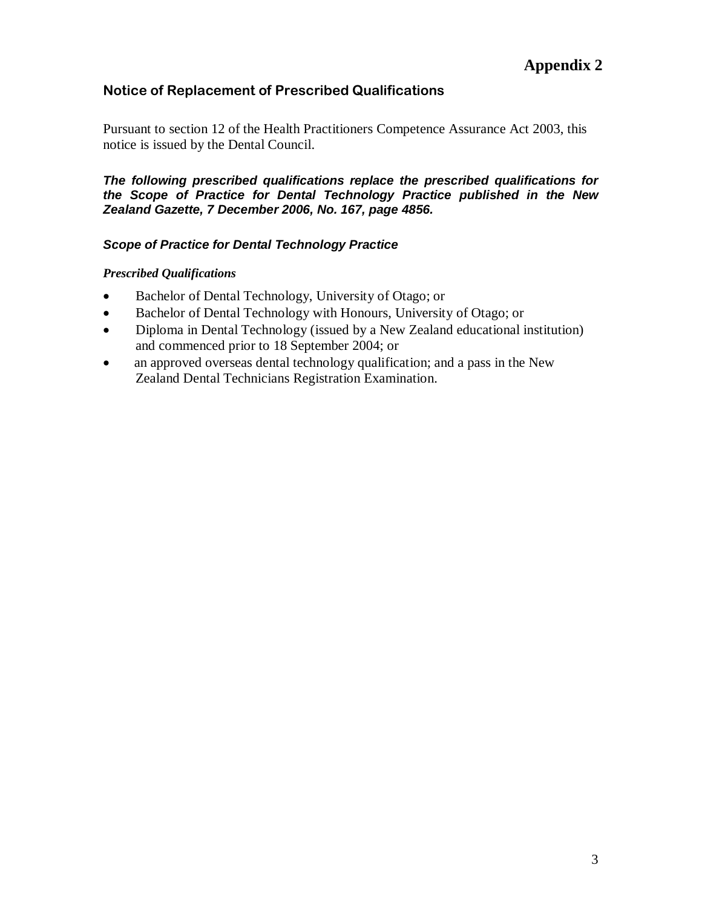# Appendix 2

## Notice of Replacement of Prescribed Qualifications

Pursuant to section 12 of the Health Practitioners Competence Assurance Act 2003, this notice is issued by the Dental Council.

***The following prescribed qualifications replace the prescribed qualifications for the Scope of Practice for Dental Technology Practice published in the New Zealand Gazette, 7 December 2006, No. 167, page 4856.***

### *Scope of Practice for Dental Technology Practice*

***Prescribed Qualifications***

- Bachelor of Dental Technology, University of Otago; or
- Bachelor of Dental Technology with Honours, University of Otago; or
- Diploma in Dental Technology (issued by a New Zealand educational institution) and commenced prior to 18 September 2004; or
- an approved overseas dental technology qualification; and a pass in the New Zealand Dental Technicians Registration Examination.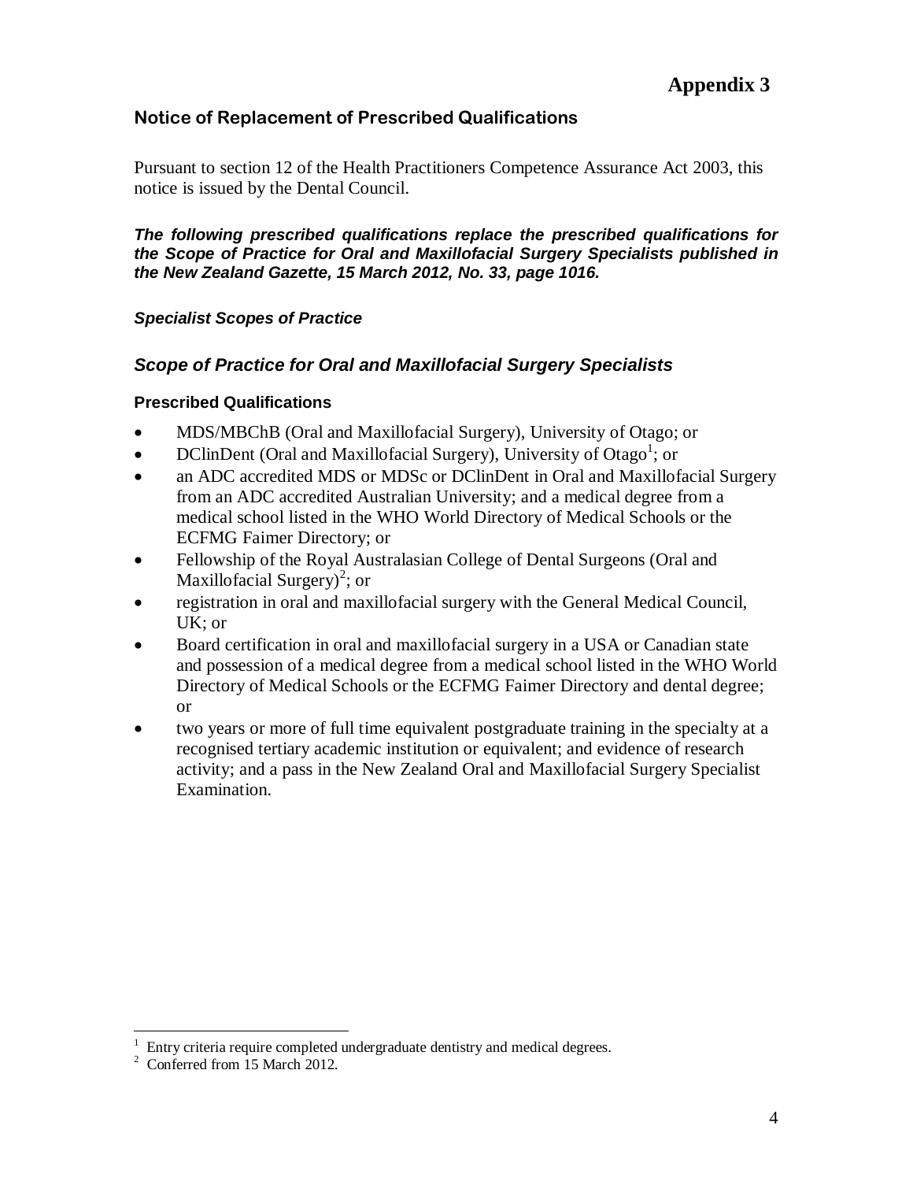# Appendix 3

## Notice of Replacement of Prescribed Qualifications

Pursuant to section 12 of the Health Practitioners Competence Assurance Act 2003, this notice is issued by the Dental Council.

***The following prescribed qualifications replace the prescribed qualifications for the Scope of Practice for Oral and Maxillofacial Surgery Specialists published in the New Zealand Gazette, 15 March 2012, No. 33, page 1016.***

***Specialist Scopes of Practice***

### *Scope of Practice for Oral and Maxillofacial Surgery Specialists*

**Prescribed Qualifications**

- MDS/MBChB (Oral and Maxillofacial Surgery), University of Otago; or
- DClinDent (Oral and Maxillofacial Surgery), University of Otago[1]; or
- an ADC accredited MDS or MDSc or DClinDent in Oral and Maxillofacial Surgery from an ADC accredited Australian University; and a medical degree from a medical school listed in the WHO World Directory of Medical Schools or the ECFMG Faimer Directory; or
- Fellowship of the Royal Australasian College of Dental Surgeons (Oral and Maxillofacial Surgery)[2]; or
- registration in oral and maxillofacial surgery with the General Medical Council, UK; or
- Board certification in oral and maxillofacial surgery in a USA or Canadian state and possession of a medical degree from a medical school listed in the WHO World Directory of Medical Schools or the ECFMG Faimer Directory and dental degree; or
- two years or more of full time equivalent postgraduate training in the specialty at a recognised tertiary academic institution or equivalent; and evidence of research activity; and a pass in the New Zealand Oral and Maxillofacial Surgery Specialist Examination.

---

[1] Entry criteria require completed undergraduate dentistry and medical degrees.

[2] Conferred from 15 March 2012.